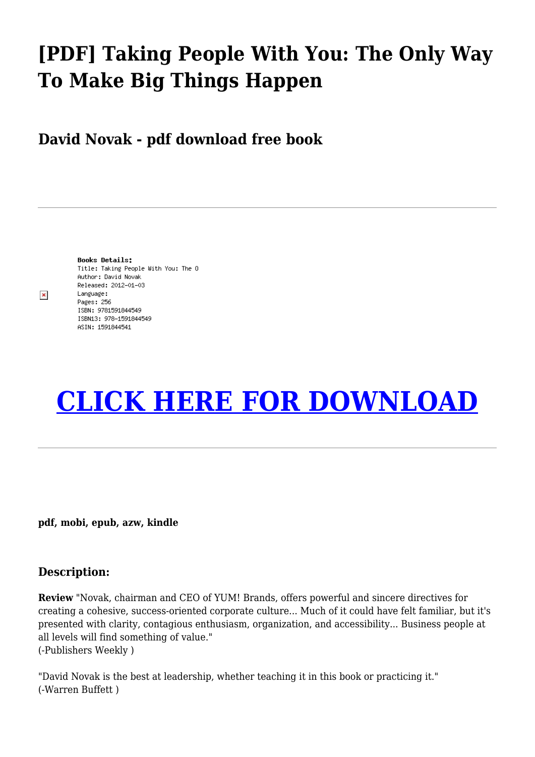# [PDF] Taking People With You: The Only Way To Make Big Things Happen

## David Novak - pdf download free book

---

**Books Details:**
Title: Taking People With You: The O
Author: David Novak
Released: 2012-01-03
Language:
Pages: 256
ISBN: 9781591844549
ISBN13: 978-1591844549
ASIN: 1591844541

# CLICK HERE FOR DOWNLOAD

---

**pdf, mobi, epub, azw, kindle**

### Description:

**Review** "Novak, chairman and CEO of YUM! Brands, offers powerful and sincere directives for creating a cohesive, success-oriented corporate culture... Much of it could have felt familiar, but it's presented with clarity, contagious enthusiasm, organization, and accessibility... Business people at all levels will find something of value."
(-Publishers Weekly )

"David Novak is the best at leadership, whether teaching it in this book or practicing it."
(-Warren Buffett )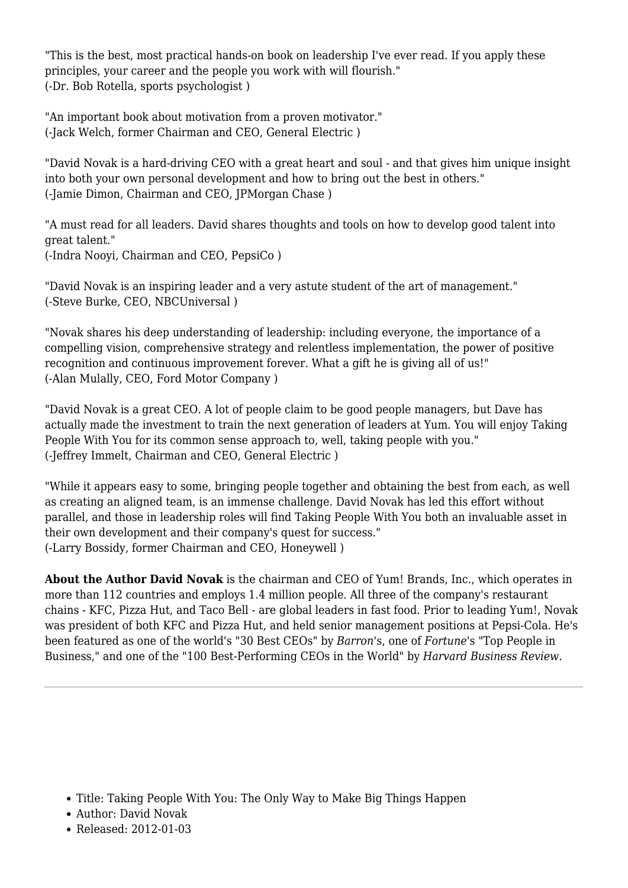"This is the best, most practical hands-on book on leadership I've ever read. If you apply these principles, your career and the people you work with will flourish."
(-Dr. Bob Rotella, sports psychologist )

"An important book about motivation from a proven motivator."
(-Jack Welch, former Chairman and CEO, General Electric )

"David Novak is a hard-driving CEO with a great heart and soul - and that gives him unique insight into both your own personal development and how to bring out the best in others."
(-Jamie Dimon, Chairman and CEO, JPMorgan Chase )

"A must read for all leaders. David shares thoughts and tools on how to develop good talent into great talent."
(-Indra Nooyi, Chairman and CEO, PepsiCo )

"David Novak is an inspiring leader and a very astute student of the art of management."
(-Steve Burke, CEO, NBCUniversal )

"Novak shares his deep understanding of leadership: including everyone, the importance of a compelling vision, comprehensive strategy and relentless implementation, the power of positive recognition and continuous improvement forever. What a gift he is giving all of us!"
(-Alan Mulally, CEO, Ford Motor Company )

"David Novak is a great CEO. A lot of people claim to be good people managers, but Dave has actually made the investment to train the next generation of leaders at Yum. You will enjoy Taking People With You for its common sense approach to, well, taking people with you."
(-Jeffrey Immelt, Chairman and CEO, General Electric )

"While it appears easy to some, bringing people together and obtaining the best from each, as well as creating an aligned team, is an immense challenge. David Novak has led this effort without parallel, and those in leadership roles will find Taking People With You both an invaluable asset in their own development and their company's quest for success."
(-Larry Bossidy, former Chairman and CEO, Honeywell )

**About the Author David Novak** is the chairman and CEO of Yum! Brands, Inc., which operates in more than 112 countries and employs 1.4 million people. All three of the company's restaurant chains - KFC, Pizza Hut, and Taco Bell - are global leaders in fast food. Prior to leading Yum!, Novak was president of both KFC and Pizza Hut, and held senior management positions at Pepsi-Cola. He's been featured as one of the world's "30 Best CEOs" by *Barron*'s, one of *Fortune*'s "Top People in Business," and one of the "100 Best-Performing CEOs in the World" by *Harvard Business Review*.

---

- Title: Taking People With You: The Only Way to Make Big Things Happen
- Author: David Novak
- Released: 2012-01-03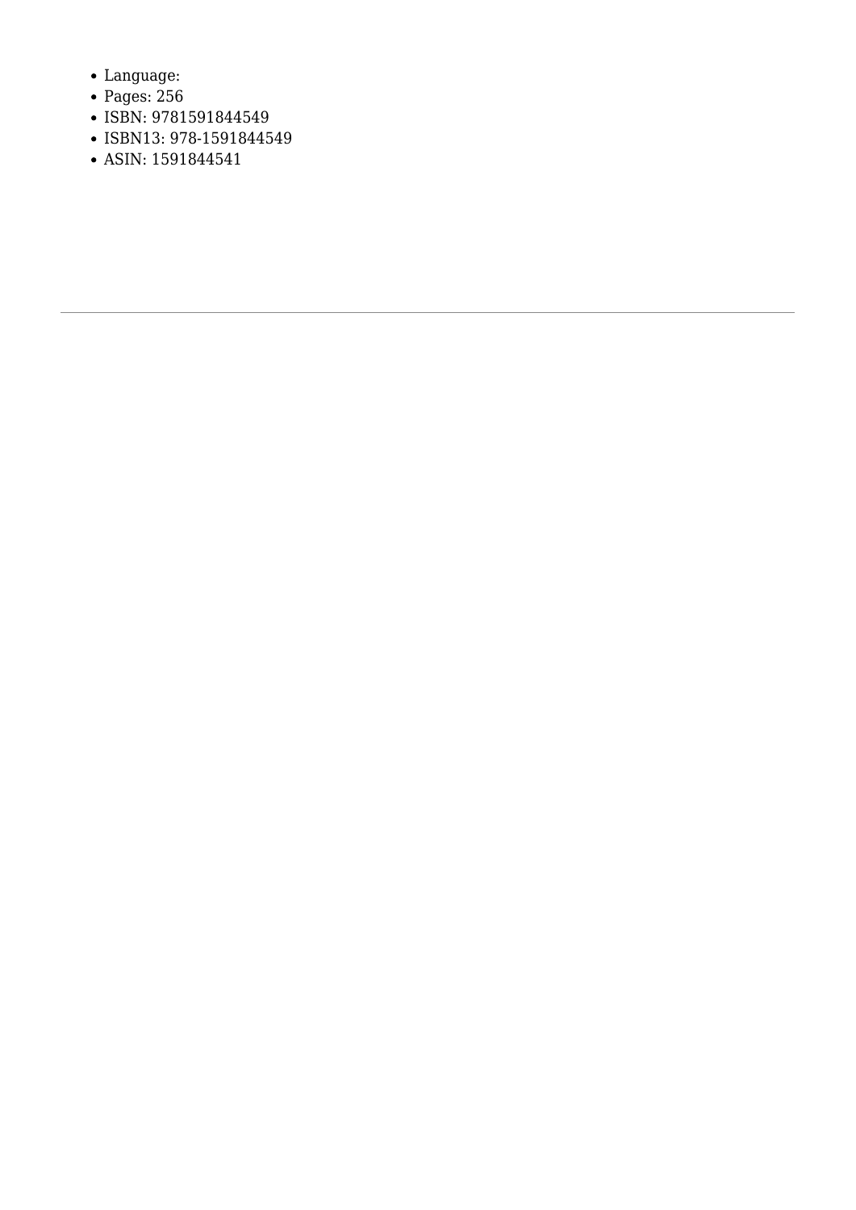- Language:
- Pages: 256
- ISBN: 9781591844549
- ISBN13: 978-1591844549
- ASIN: 1591844541

---